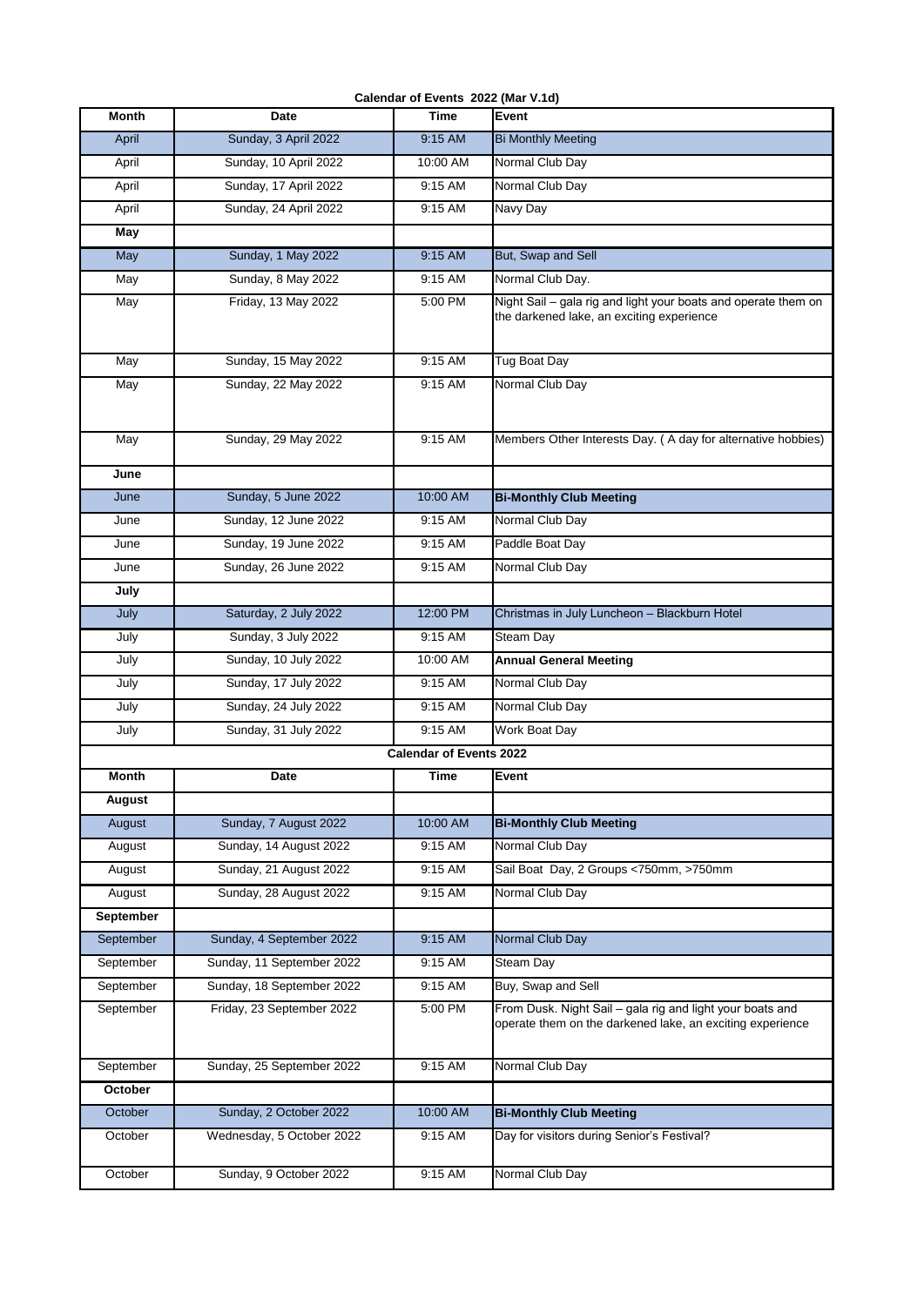**Calendar of Events 2022 (Mar V.1d)**

| Month | Date | Time | Event |
|---|---|---|---|
| April | Sunday, 3 April 2022 | 9:15 AM | Bi Monthly Meeting |
| April | Sunday, 10 April 2022 | 10:00 AM | Normal Club Day |
| April | Sunday, 17 April 2022 | 9:15 AM | Normal Club Day |
| April | Sunday, 24 April 2022 | 9:15 AM | Navy Day |
| **May** | | | |
| May | Sunday, 1 May 2022 | 9:15 AM | But, Swap and Sell |
| May | Sunday, 8 May 2022 | 9:15 AM | Normal Club Day. |
| May | Friday, 13 May 2022 | 5:00 PM | Night Sail – gala rig and light your boats and operate them on the darkened lake, an exciting experience |
| May | Sunday, 15 May 2022 | 9:15 AM | Tug Boat Day |
| May | Sunday, 22 May 2022 | 9:15 AM | Normal Club Day |
| May | Sunday, 29 May 2022 | 9:15 AM | Members Other Interests Day. ( A day for alternative hobbies) |
| **June** | | | |
| June | Sunday, 5 June 2022 | 10:00 AM | **Bi-Monthly Club Meeting** |
| June | Sunday, 12 June 2022 | 9:15 AM | Normal Club Day |
| June | Sunday, 19 June 2022 | 9:15 AM | Paddle Boat Day |
| June | Sunday, 26 June 2022 | 9:15 AM | Normal Club Day |
| **July** | | | |
| July | Saturday, 2 July 2022 | 12:00 PM | Christmas in July Luncheon – Blackburn Hotel |
| July | Sunday, 3 July 2022 | 9:15 AM | Steam Day |
| July | Sunday, 10 July 2022 | 10:00 AM | **Annual General Meeting** |
| July | Sunday, 17 July 2022 | 9:15 AM | Normal Club Day |
| July | Sunday, 24 July 2022 | 9:15 AM | Normal Club Day |
| July | Sunday, 31 July 2022 | 9:15 AM | Work Boat Day |

**Calendar of Events 2022**

| Month | Date | Time | Event |
|---|---|---|---|
| **August** | | | |
| August | Sunday, 7 August 2022 | 10:00 AM | **Bi-Monthly Club Meeting** |
| August | Sunday, 14 August 2022 | 9:15 AM | Normal Club Day |
| August | Sunday, 21 August 2022 | 9:15 AM | Sail Boat Day, 2 Groups <750mm, >750mm |
| August | Sunday, 28 August 2022 | 9:15 AM | Normal Club Day |
| **September** | | | |
| September | Sunday, 4 September 2022 | 9:15 AM | Normal Club Day |
| September | Sunday, 11 September 2022 | 9:15 AM | Steam Day |
| September | Sunday, 18 September 2022 | 9:15 AM | Buy, Swap and Sell |
| September | Friday, 23 September 2022 | 5:00 PM | From Dusk. Night Sail – gala rig and light your boats and operate them on the darkened lake, an exciting experience |
| September | Sunday, 25 September 2022 | 9:15 AM | Normal Club Day |
| **October** | | | |
| October | Sunday, 2 October 2022 | 10:00 AM | **Bi-Monthly Club Meeting** |
| October | Wednesday, 5 October 2022 | 9:15 AM | Day for visitors during Senior's Festival? |
| October | Sunday, 9 October 2022 | 9:15 AM | Normal Club Day |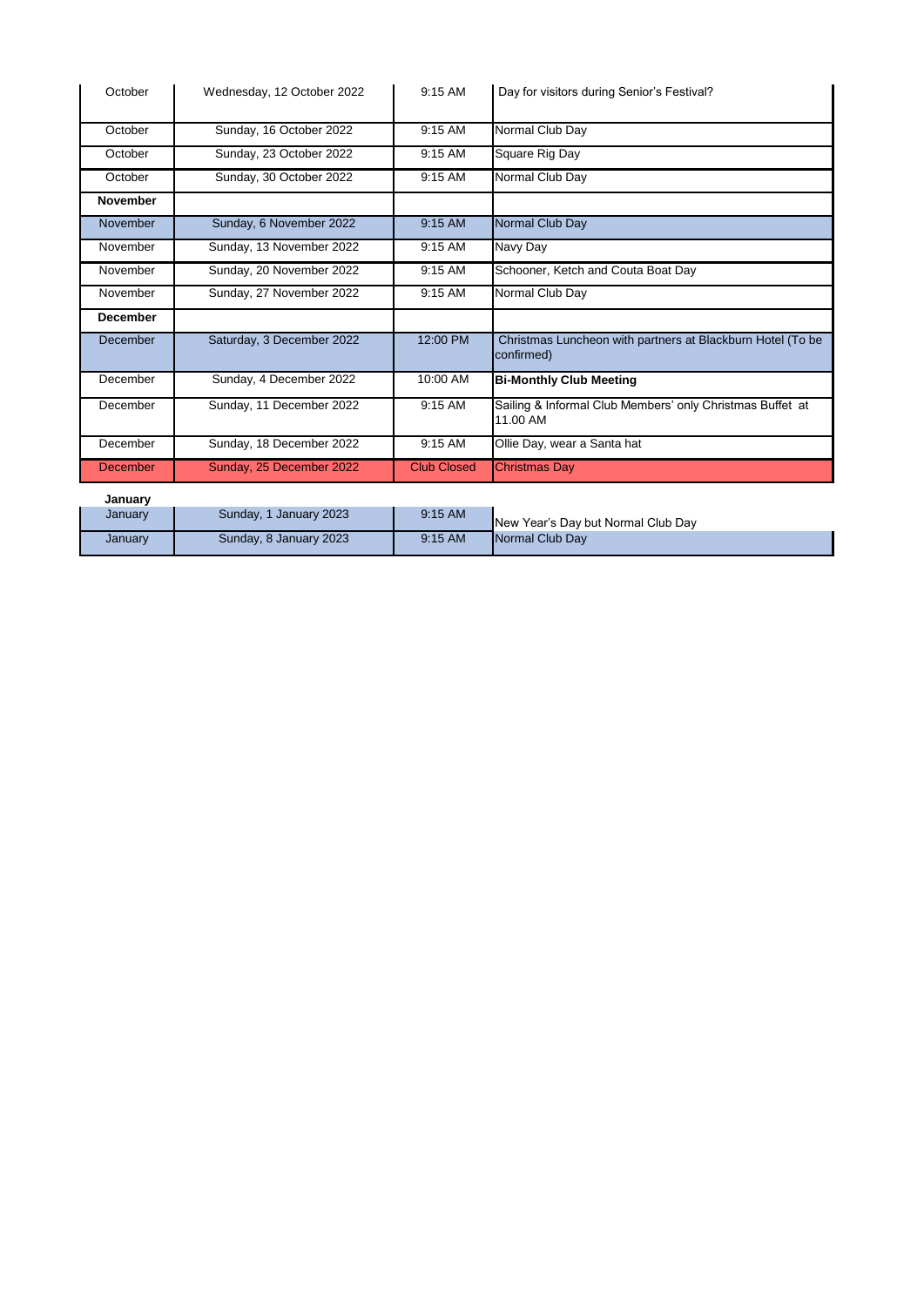| | | | |
|---|---|---|---|
| October | Wednesday, 12 October 2022 | 9:15 AM | Day for visitors during Senior's Festival? |
| October | Sunday, 16 October 2022 | 9:15 AM | Normal Club Day |
| October | Sunday, 23 October 2022 | 9:15 AM | Square Rig Day |
| October | Sunday, 30 October 2022 | 9:15 AM | Normal Club Day |
| **November** | | | |
| November | Sunday, 6 November 2022 | 9:15 AM | Normal Club Day |
| November | Sunday, 13 November 2022 | 9:15 AM | Navy Day |
| November | Sunday, 20 November 2022 | 9:15 AM | Schooner, Ketch and Couta Boat Day |
| November | Sunday, 27 November 2022 | 9:15 AM | Normal Club Day |
| **December** | | | |
| December | Saturday, 3 December 2022 | 12:00 PM | Christmas Luncheon with partners at Blackburn Hotel (To be confirmed) |
| December | Sunday, 4 December 2022 | 10:00 AM | **Bi-Monthly Club Meeting** |
| December | Sunday, 11 December 2022 | 9:15 AM | Sailing & Informal Club Members' only Christmas Buffet at 11.00 AM |
| December | Sunday, 18 December 2022 | 9:15 AM | Ollie Day, wear a Santa hat |
| December | Sunday, 25 December 2022 | Club Closed | Christmas Day |
| **January** | | | |
| January | Sunday, 1 January 2023 | 9:15 AM | New Year's Day but Normal Club Day |
| January | Sunday, 8 January 2023 | 9:15 AM | Normal Club Day |